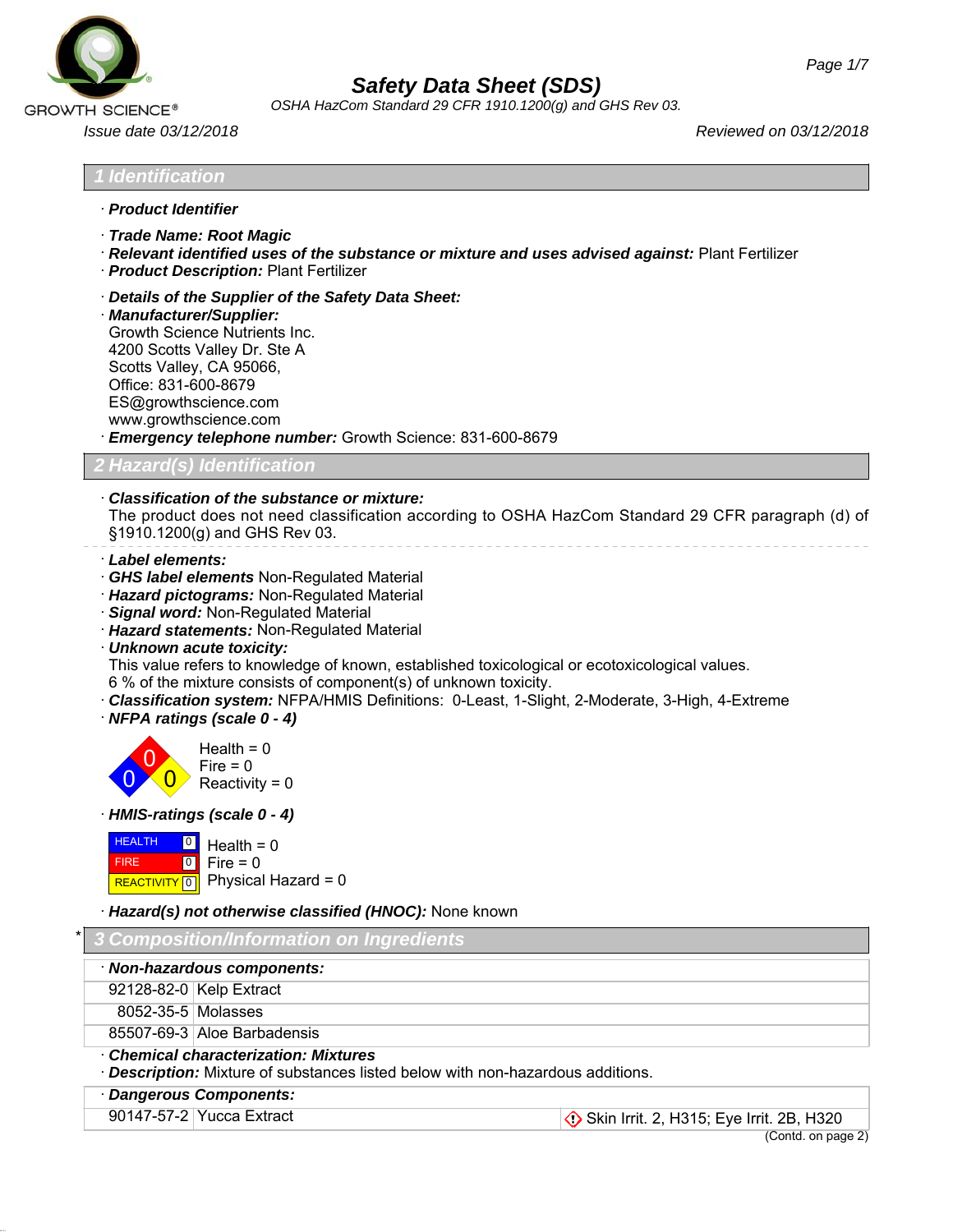# Safety Data Sheet (SDS)

*OSHA HazCom Standard 29 CFR 1910.1200(g) and GHS Rev 03.*

Issue date 03/12/2018 — Reviewed on 03/12/2018

## 1 Identification

· **Product Identifier**

· **Trade Name: Root Magic**
· **Relevant identified uses of the substance or mixture and uses advised against:** Plant Fertilizer
· **Product Description:** Plant Fertilizer

· **Details of the Supplier of the Safety Data Sheet:**
· **Manufacturer/Supplier:**
Growth Science Nutrients Inc.
4200 Scotts Valley Dr. Ste A
Scotts Valley, CA 95066,
Office: 831-600-8679
ES@growthscience.com
www.growthscience.com
· **Emergency telephone number:** Growth Science: 831-600-8679

## 2 Hazard(s) Identification

· **Classification of the substance or mixture:**
The product does not need classification according to OSHA HazCom Standard 29 CFR paragraph (d) of §1910.1200(g) and GHS Rev 03.

· **Label elements:**
· **GHS label elements** Non-Regulated Material
· **Hazard pictograms:** Non-Regulated Material
· **Signal word:** Non-Regulated Material
· **Hazard statements:** Non-Regulated Material
· **Unknown acute toxicity:**
This value refers to knowledge of known, established toxicological or ecotoxicological values.
6 % of the mixture consists of component(s) of unknown toxicity.
· **Classification system:** NFPA/HMIS Definitions: 0-Least, 1-Slight, 2-Moderate, 3-High, 4-Extreme
· **NFPA ratings (scale 0 - 4)**

Health = 0
Fire = 0
Reactivity = 0

· **HMIS-ratings (scale 0 - 4)**

| | | |
|---|---|---|
| HEALTH | 0 | Health = 0 |
| FIRE | 0 | Fire = 0 |
| REACTIVITY | 0 | Physical Hazard = 0 |

· **Hazard(s) not otherwise classified (HNOC):** None known

## * 3 Composition/Information on Ingredients

· **Non-hazardous components:**

| | |
|---|---|
| 92128-82-0 | Kelp Extract |
| 8052-35-5 | Molasses |
| 85507-69-3 | Aloe Barbadensis |

· **Chemical characterization: Mixtures**
· **Description:** Mixture of substances listed below with non-hazardous additions.

· **Dangerous Components:**

| | | |
|---|---|---|
| 90147-57-2 | Yucca Extract | Skin Irrit. 2, H315; Eye Irrit. 2B, H320 |

(Contd. on page 2)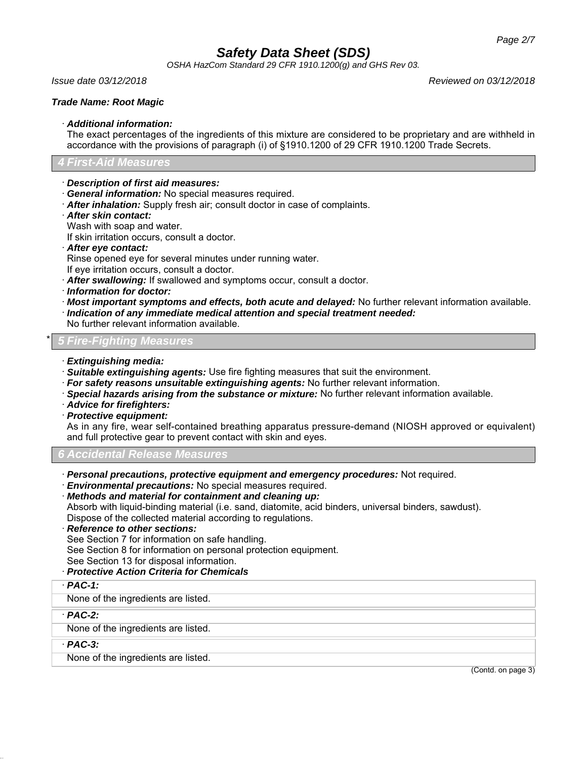## Safety Data Sheet (SDS)

*OSHA HazCom Standard 29 CFR 1910.1200(g) and GHS Rev 03.*

*Issue date 03/12/2018* *Reviewed on 03/12/2018*

***Trade Name: Root Magic***

· ***Additional information:***
The exact percentages of the ingredients of this mixture are considered to be proprietary and are withheld in accordance with the provisions of paragraph (i) of §1910.1200 of 29 CFR 1910.1200 Trade Secrets.

## 4 First-Aid Measures

· ***Description of first aid measures:***
· ***General information:*** No special measures required.
· ***After inhalation:*** Supply fresh air; consult doctor in case of complaints.
· ***After skin contact:***
Wash with soap and water.
If skin irritation occurs, consult a doctor.
· ***After eye contact:***
Rinse opened eye for several minutes under running water.
If eye irritation occurs, consult a doctor.
· ***After swallowing:*** If swallowed and symptoms occur, consult a doctor.
· ***Information for doctor:***
· ***Most important symptoms and effects, both acute and delayed:*** No further relevant information available.
· ***Indication of any immediate medical attention and special treatment needed:***
No further relevant information available.

## * 5 Fire-Fighting Measures

· ***Extinguishing media:***
· ***Suitable extinguishing agents:*** Use fire fighting measures that suit the environment.
· ***For safety reasons unsuitable extinguishing agents:*** No further relevant information.
· ***Special hazards arising from the substance or mixture:*** No further relevant information available.
· ***Advice for firefighters:***
· ***Protective equipment:***
As in any fire, wear self-contained breathing apparatus pressure-demand (NIOSH approved or equivalent) and full protective gear to prevent contact with skin and eyes.

## 6 Accidental Release Measures

· ***Personal precautions, protective equipment and emergency procedures:*** Not required.
· ***Environmental precautions:*** No special measures required.
· ***Methods and material for containment and cleaning up:***
Absorb with liquid-binding material (i.e. sand, diatomite, acid binders, universal binders, sawdust).
Dispose of the collected material according to regulations.
· ***Reference to other sections:***
See Section 7 for information on safe handling.
See Section 8 for information on personal protection equipment.
See Section 13 for disposal information.
· ***Protective Action Criteria for Chemicals***

· ***PAC-1:***
None of the ingredients are listed.

· ***PAC-2:***
None of the ingredients are listed.

· ***PAC-3:***
None of the ingredients are listed.

(Contd. on page 3)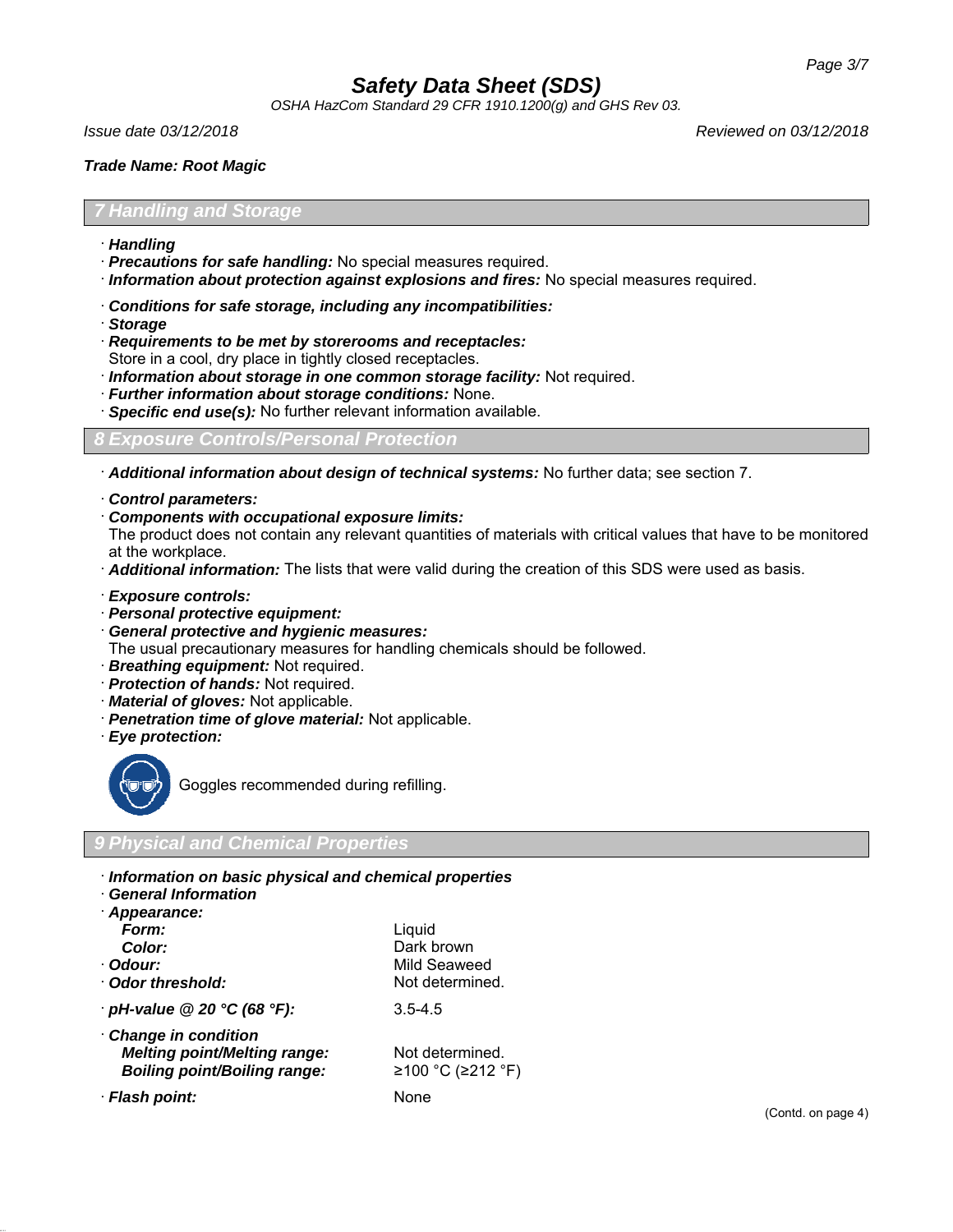# Safety Data Sheet (SDS)

*OSHA HazCom Standard 29 CFR 1910.1200(g) and GHS Rev 03.*

*Issue date 03/12/2018* *Reviewed on 03/12/2018*

***Trade Name: Root Magic***

## 7 Handling and Storage

· ***Handling***
· ***Precautions for safe handling:*** No special measures required.
· ***Information about protection against explosions and fires:*** No special measures required.

· ***Conditions for safe storage, including any incompatibilities:***
· ***Storage***
· ***Requirements to be met by storerooms and receptacles:***
Store in a cool, dry place in tightly closed receptacles.
· ***Information about storage in one common storage facility:*** Not required.
· ***Further information about storage conditions:*** None.
· ***Specific end use(s):*** No further relevant information available.

## 8 Exposure Controls/Personal Protection

· ***Additional information about design of technical systems:*** No further data; see section 7.

· ***Control parameters:***
· ***Components with occupational exposure limits:***
The product does not contain any relevant quantities of materials with critical values that have to be monitored at the workplace.
· ***Additional information:*** The lists that were valid during the creation of this SDS were used as basis.

· ***Exposure controls:***
· ***Personal protective equipment:***
· ***General protective and hygienic measures:***
The usual precautionary measures for handling chemicals should be followed.
· ***Breathing equipment:*** Not required.
· ***Protection of hands:*** Not required.
· ***Material of gloves:*** Not applicable.
· ***Penetration time of glove material:*** Not applicable.
· ***Eye protection:***

Goggles recommended during refilling.

## 9 Physical and Chemical Properties

· ***Information on basic physical and chemical properties***
· ***General Information***

| | |
|---|---|
| · ***Appearance:*** | |
| ***Form:*** | Liquid |
| ***Color:*** | Dark brown |
| · ***Odour:*** | Mild Seaweed |
| · ***Odor threshold:*** | Not determined. |
| · ***pH-value @ 20 °C (68 °F):*** | 3.5-4.5 |
| · ***Change in condition*** | |
| ***Melting point/Melting range:*** | Not determined. |
| ***Boiling point/Boiling range:*** | ≥100 °C (≥212 °F) |
| · ***Flash point:*** | None |

(Contd. on page 4)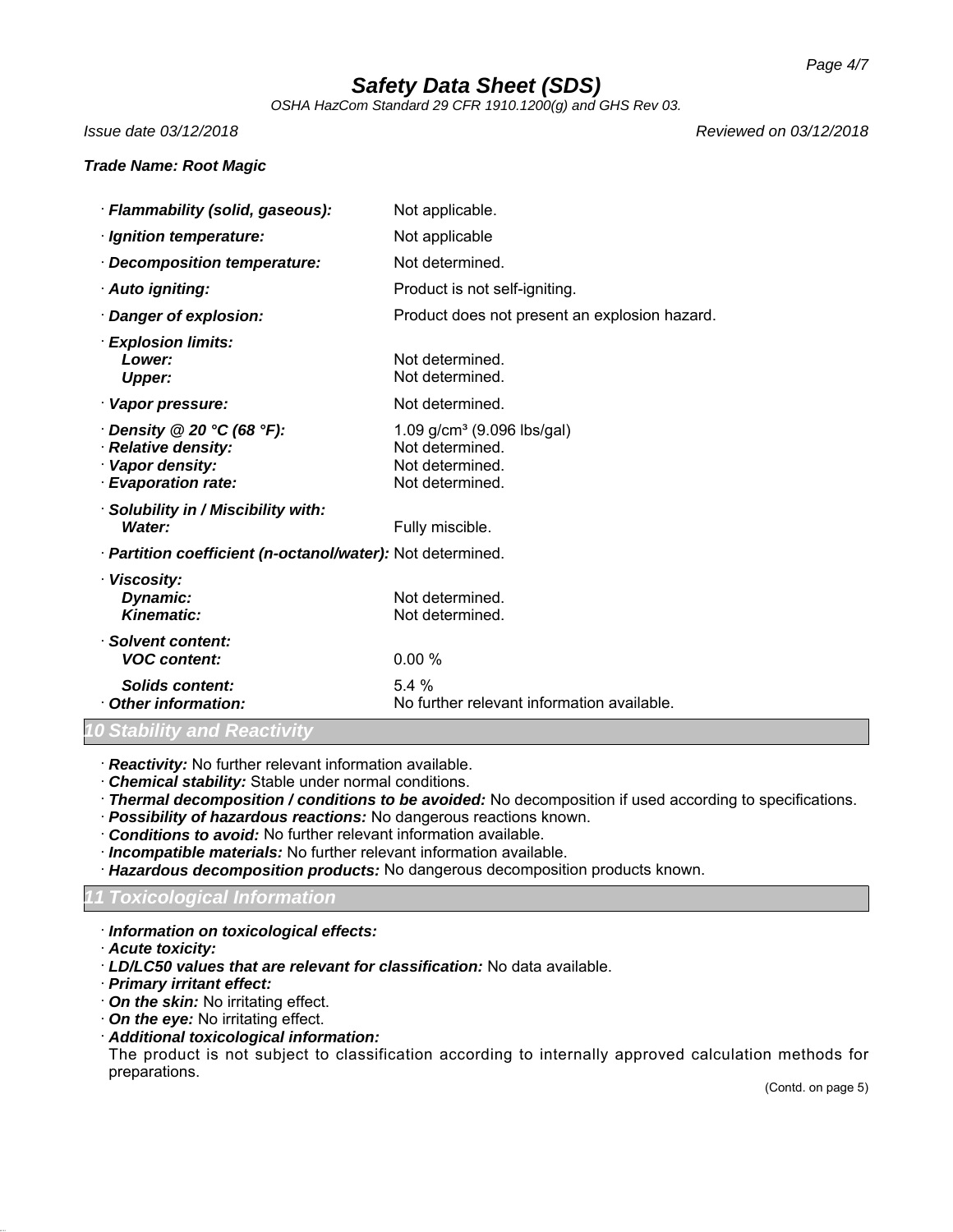# Safety Data Sheet (SDS)

*OSHA HazCom Standard 29 CFR 1910.1200(g) and GHS Rev 03.*

*Issue date 03/12/2018* *Reviewed on 03/12/2018*

***Trade Name: Root Magic***

· ***Flammability (solid, gaseous):*** Not applicable.

· ***Ignition temperature:*** Not applicable

· ***Decomposition temperature:*** Not determined.

· ***Auto igniting:*** Product is not self-igniting.

· ***Danger of explosion:*** Product does not present an explosion hazard.

· ***Explosion limits:***
  ***Lower:*** Not determined.
  ***Upper:*** Not determined.

· ***Vapor pressure:*** Not determined.

· ***Density @ 20 °C (68 °F):*** 1.09 g/cm³ (9.096 lbs/gal)
· ***Relative density:*** Not determined.
· ***Vapor density:*** Not determined.
· ***Evaporation rate:*** Not determined.

· ***Solubility in / Miscibility with:***
  ***Water:*** Fully miscible.

· ***Partition coefficient (n-octanol/water):*** Not determined.

· ***Viscosity:***
  ***Dynamic:*** Not determined.
  ***Kinematic:*** Not determined.

· ***Solvent content:***
  ***VOC content:*** 0.00 %

  ***Solids content:*** 5.4 %
· ***Other information:*** No further relevant information available.

## 10 Stability and Reactivity

· ***Reactivity:*** No further relevant information available.
· ***Chemical stability:*** Stable under normal conditions.
· ***Thermal decomposition / conditions to be avoided:*** No decomposition if used according to specifications.
· ***Possibility of hazardous reactions:*** No dangerous reactions known.
· ***Conditions to avoid:*** No further relevant information available.
· ***Incompatible materials:*** No further relevant information available.
· ***Hazardous decomposition products:*** No dangerous decomposition products known.

## 11 Toxicological Information

· ***Information on toxicological effects:***
· ***Acute toxicity:***
· ***LD/LC50 values that are relevant for classification:*** No data available.
· ***Primary irritant effect:***
· ***On the skin:*** No irritating effect.
· ***On the eye:*** No irritating effect.
· ***Additional toxicological information:***
The product is not subject to classification according to internally approved calculation methods for preparations.

(Contd. on page 5)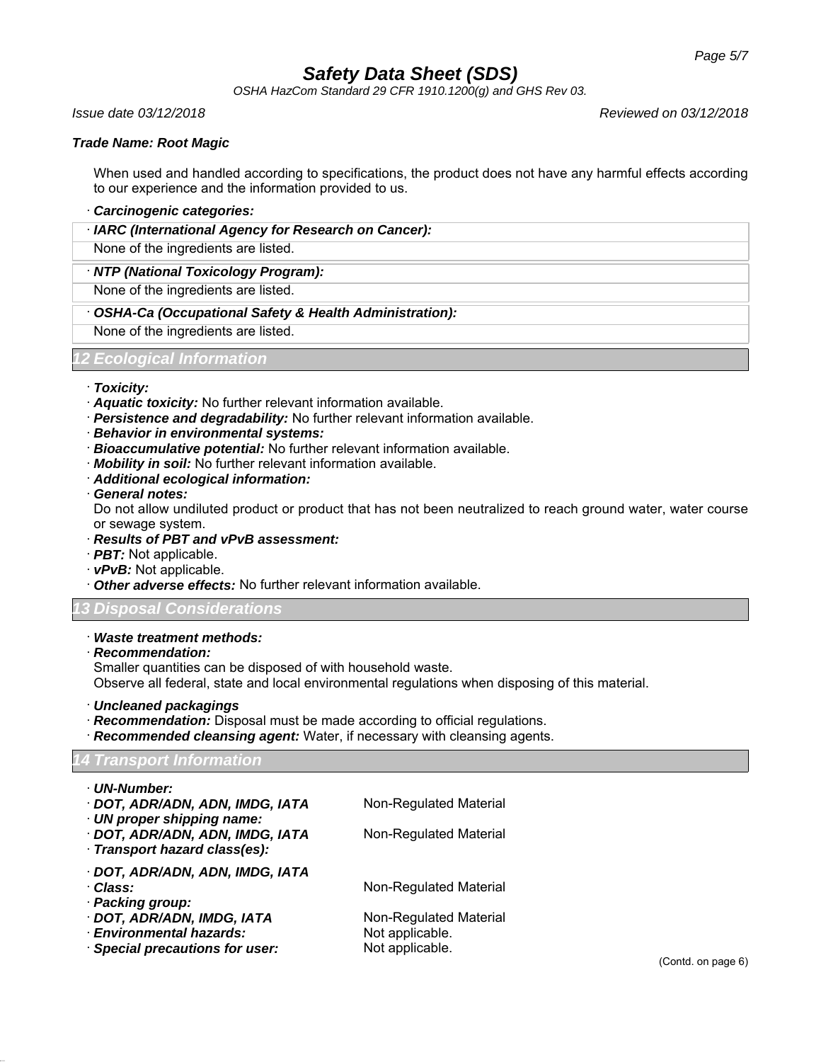When used and handled according to specifications, the product does not have any harmful effects according to our experience and the information provided to us.

· ***Carcinogenic categories:***

· ***IARC (International Agency for Research on Cancer):***

None of the ingredients are listed.

· ***NTP (National Toxicology Program):***

None of the ingredients are listed.

· ***OSHA-Ca (Occupational Safety & Health Administration):***

None of the ingredients are listed.

## 12 Ecological Information

· ***Toxicity:***
· ***Aquatic toxicity:*** No further relevant information available.
· ***Persistence and degradability:*** No further relevant information available.
· ***Behavior in environmental systems:***
· ***Bioaccumulative potential:*** No further relevant information available.
· ***Mobility in soil:*** No further relevant information available.
· ***Additional ecological information:***
· ***General notes:***
Do not allow undiluted product or product that has not been neutralized to reach ground water, water course or sewage system.
· ***Results of PBT and vPvB assessment:***
· ***PBT:*** Not applicable.
· ***vPvB:*** Not applicable.
· ***Other adverse effects:*** No further relevant information available.

## 13 Disposal Considerations

· ***Waste treatment methods:***
· ***Recommendation:***
Smaller quantities can be disposed of with household waste.
Observe all federal, state and local environmental regulations when disposing of this material.

· ***Uncleaned packagings***
· ***Recommendation:*** Disposal must be made according to official regulations.
· ***Recommended cleansing agent:*** Water, if necessary with cleansing agents.

## 14 Transport Information

· ***UN-Number:***
· ***DOT, ADR/ADN, ADN, IMDG, IATA*** Non-Regulated Material
· ***UN proper shipping name:***
· ***DOT, ADR/ADN, ADN, IMDG, IATA*** Non-Regulated Material
· ***Transport hazard class(es):***

· ***DOT, ADR/ADN, ADN, IMDG, IATA***
· ***Class:*** Non-Regulated Material
· ***Packing group:***
· ***DOT, ADR/ADN, IMDG, IATA*** Non-Regulated Material
· ***Environmental hazards:*** Not applicable.
· ***Special precautions for user:*** Not applicable.

(Contd. on page 6)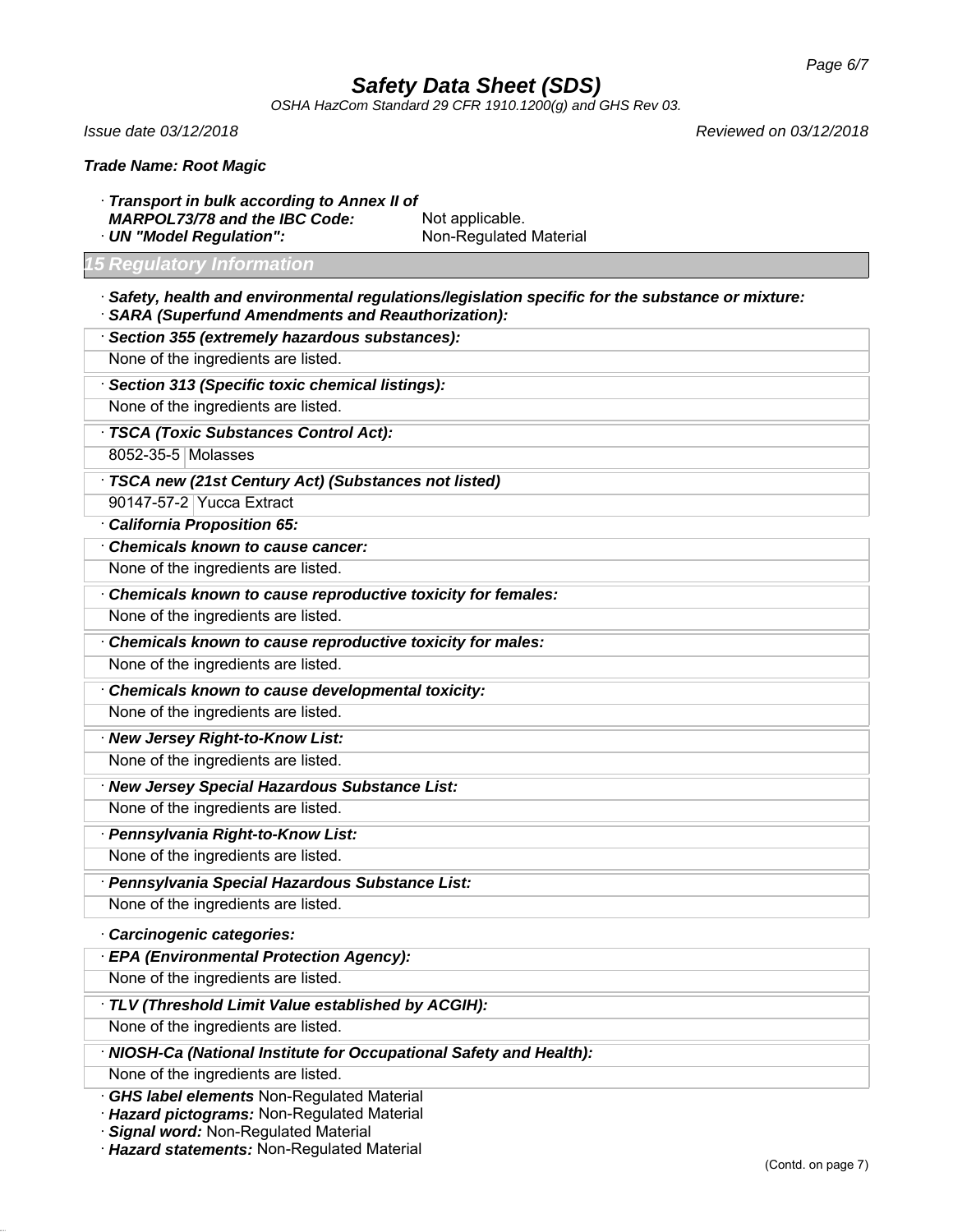*Trade Name: Root Magic*

· ***Transport in bulk according to Annex II of MARPOL73/78 and the IBC Code:*** Not applicable.
· ***UN "Model Regulation":*** Non-Regulated Material

## 15 Regulatory Information

· ***Safety, health and environmental regulations/legislation specific for the substance or mixture:***
· ***SARA (Superfund Amendments and Reauthorization):***

· ***Section 355 (extremely hazardous substances):***
None of the ingredients are listed.

· ***Section 313 (Specific toxic chemical listings):***
None of the ingredients are listed.

· ***TSCA (Toxic Substances Control Act):***

| 8052-35-5 | Molasses |
|---|---|

· ***TSCA new (21st Century Act) (Substances not listed)***

| 90147-57-2 | Yucca Extract |
|---|---|

· ***California Proposition 65:***

· ***Chemicals known to cause cancer:***
None of the ingredients are listed.

· ***Chemicals known to cause reproductive toxicity for females:***
None of the ingredients are listed.

· ***Chemicals known to cause reproductive toxicity for males:***
None of the ingredients are listed.

· ***Chemicals known to cause developmental toxicity:***
None of the ingredients are listed.

· ***New Jersey Right-to-Know List:***
None of the ingredients are listed.

· ***New Jersey Special Hazardous Substance List:***
None of the ingredients are listed.

· ***Pennsylvania Right-to-Know List:***
None of the ingredients are listed.

· ***Pennsylvania Special Hazardous Substance List:***
None of the ingredients are listed.

· ***Carcinogenic categories:***

· ***EPA (Environmental Protection Agency):***
None of the ingredients are listed.

· ***TLV (Threshold Limit Value established by ACGIH):***
None of the ingredients are listed.

· ***NIOSH-Ca (National Institute for Occupational Safety and Health):***
None of the ingredients are listed.

· ***GHS label elements*** Non-Regulated Material
· ***Hazard pictograms:*** Non-Regulated Material
· ***Signal word:*** Non-Regulated Material
· ***Hazard statements:*** Non-Regulated Material

(Contd. on page 7)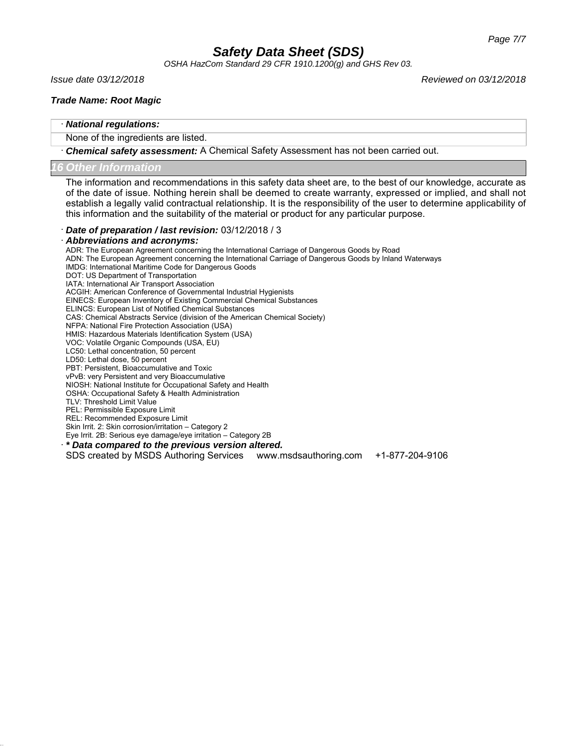**Trade Name: Root Magic**

· ***National regulations:***

None of the ingredients are listed.

· ***Chemical safety assessment:*** A Chemical Safety Assessment has not been carried out.

## 16 Other Information

The information and recommendations in this safety data sheet are, to the best of our knowledge, accurate as of the date of issue. Nothing herein shall be deemed to create warranty, expressed or implied, and shall not establish a legally valid contractual relationship. It is the responsibility of the user to determine applicability of this information and the suitability of the material or product for any particular purpose.

· ***Date of preparation / last revision:*** 03/12/2018 / 3

· ***Abbreviations and acronyms:***

ADR: The European Agreement concerning the International Carriage of Dangerous Goods by Road
ADN: The European Agreement concerning the International Carriage of Dangerous Goods by Inland Waterways
IMDG: International Maritime Code for Dangerous Goods
DOT: US Department of Transportation
IATA: International Air Transport Association
ACGIH: American Conference of Governmental Industrial Hygienists
EINECS: European Inventory of Existing Commercial Chemical Substances
ELINCS: European List of Notified Chemical Substances
CAS: Chemical Abstracts Service (division of the American Chemical Society)
NFPA: National Fire Protection Association (USA)
HMIS: Hazardous Materials Identification System (USA)
VOC: Volatile Organic Compounds (USA, EU)
LC50: Lethal concentration, 50 percent
LD50: Lethal dose, 50 percent
PBT: Persistent, Bioaccumulative and Toxic
vPvB: very Persistent and very Bioaccumulative
NIOSH: National Institute for Occupational Safety and Health
OSHA: Occupational Safety & Health Administration
TLV: Threshold Limit Value
PEL: Permissible Exposure Limit
REL: Recommended Exposure Limit
Skin Irrit. 2: Skin corrosion/irritation – Category 2
Eye Irrit. 2B: Serious eye damage/eye irritation – Category 2B

· ***\* Data compared to the previous version altered.***

SDS created by MSDS Authoring Services www.msdsauthoring.com +1-877-204-9106